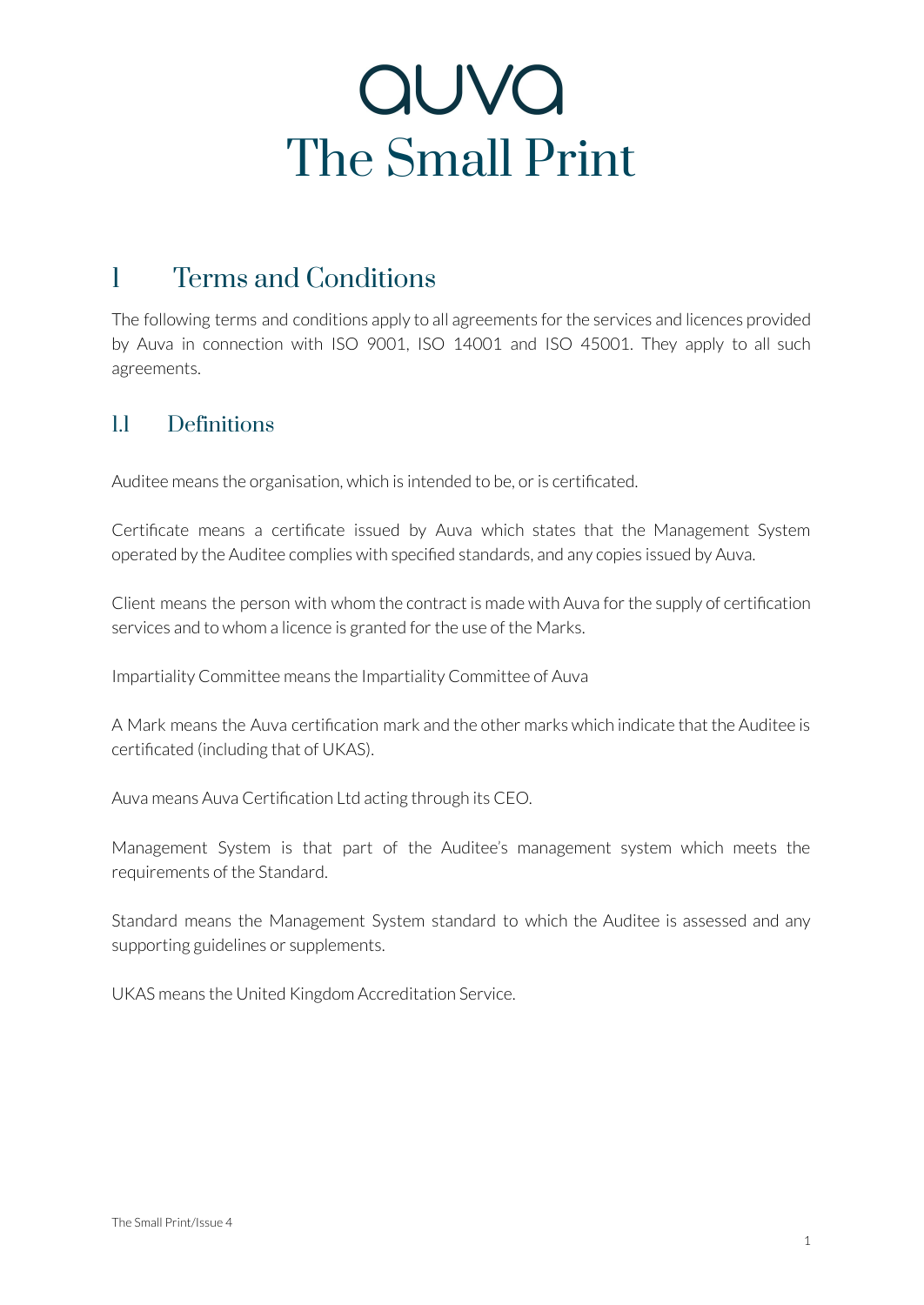# auva
# The Small Print

## 1 Terms and Conditions

The following terms and conditions apply to all agreements for the services and licences provided by Auva in connection with ISO 9001, ISO 14001 and ISO 45001. They apply to all such agreements.

### 1.1 Definitions

Auditee means the organisation, which is intended to be, or is certificated.

Certificate means a certificate issued by Auva which states that the Management System operated by the Auditee complies with specified standards, and any copies issued by Auva.

Client means the person with whom the contract is made with Auva for the supply of certification services and to whom a licence is granted for the use of the Marks.

Impartiality Committee means the Impartiality Committee of Auva

A Mark means the Auva certification mark and the other marks which indicate that the Auditee is certificated (including that of UKAS).

Auva means Auva Certification Ltd acting through its CEO.

Management System is that part of the Auditee's management system which meets the requirements of the Standard.

Standard means the Management System standard to which the Auditee is assessed and any supporting guidelines or supplements.

UKAS means the United Kingdom Accreditation Service.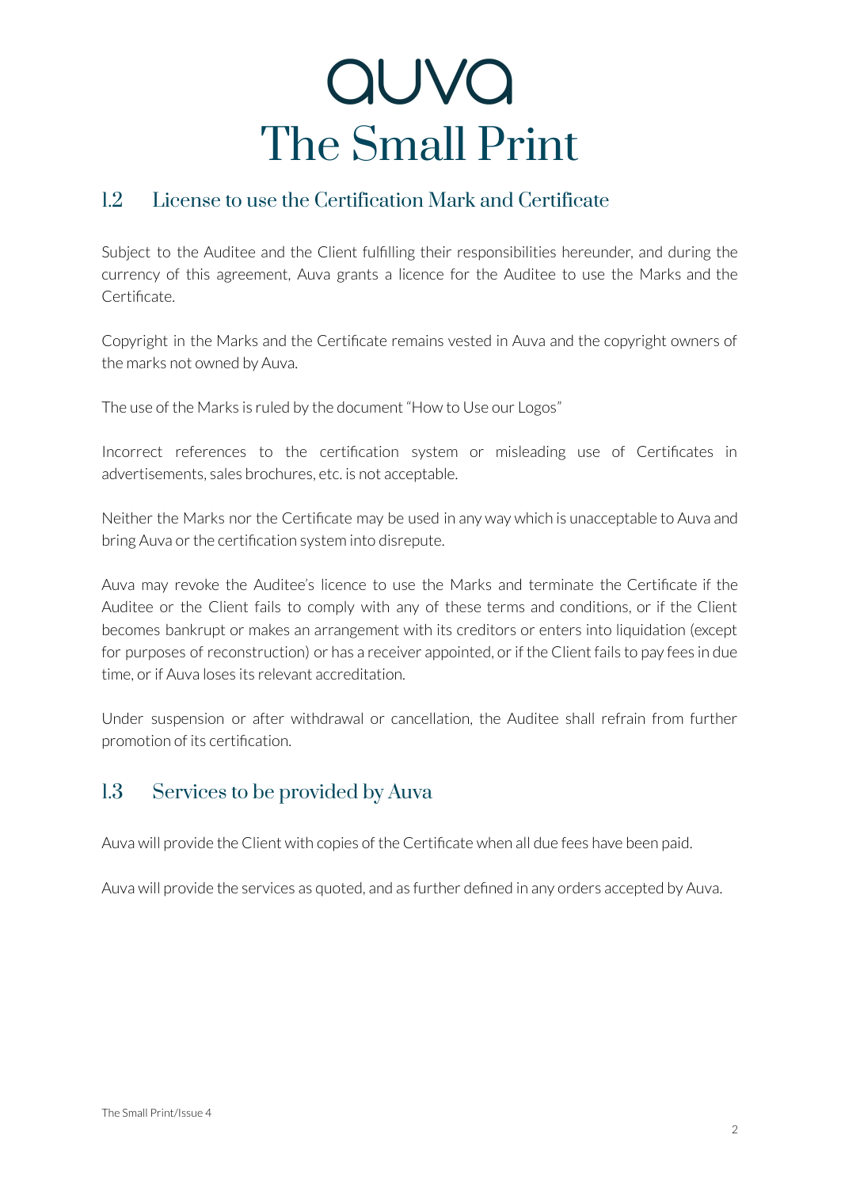# auva
# The Small Print

## 1.2 License to use the Certification Mark and Certificate

Subject to the Auditee and the Client fulfilling their responsibilities hereunder, and during the currency of this agreement, Auva grants a licence for the Auditee to use the Marks and the Certificate.

Copyright in the Marks and the Certificate remains vested in Auva and the copyright owners of the marks not owned by Auva.

The use of the Marks is ruled by the document "How to Use our Logos"

Incorrect references to the certification system or misleading use of Certificates in advertisements, sales brochures, etc. is not acceptable.

Neither the Marks nor the Certificate may be used in any way which is unacceptable to Auva and bring Auva or the certification system into disrepute.

Auva may revoke the Auditee's licence to use the Marks and terminate the Certificate if the Auditee or the Client fails to comply with any of these terms and conditions, or if the Client becomes bankrupt or makes an arrangement with its creditors or enters into liquidation (except for purposes of reconstruction) or has a receiver appointed, or if the Client fails to pay fees in due time, or if Auva loses its relevant accreditation.

Under suspension or after withdrawal or cancellation, the Auditee shall refrain from further promotion of its certification.

## 1.3 Services to be provided by Auva

Auva will provide the Client with copies of the Certificate when all due fees have been paid.

Auva will provide the services as quoted, and as further defined in any orders accepted by Auva.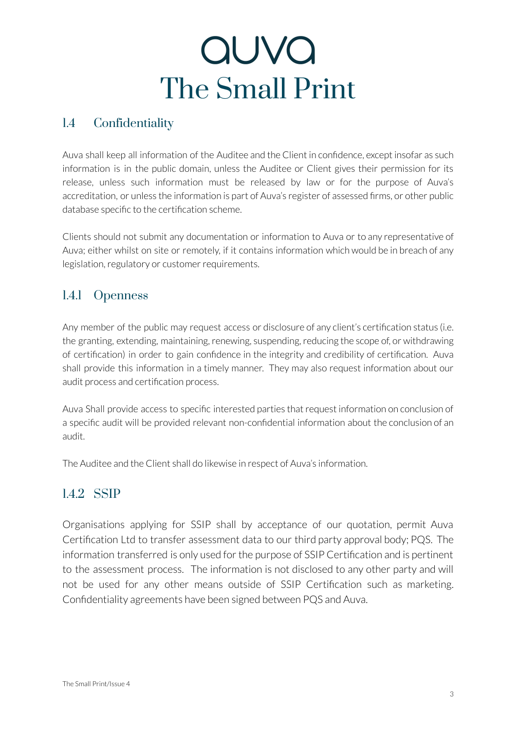## 1.4 Confidentiality

Auva shall keep all information of the Auditee and the Client in confidence, except insofar as such information is in the public domain, unless the Auditee or Client gives their permission for its release, unless such information must be released by law or for the purpose of Auva's accreditation, or unless the information is part of Auva's register of assessed firms, or other public database specific to the certification scheme.

Clients should not submit any documentation or information to Auva or to any representative of Auva; either whilst on site or remotely, if it contains information which would be in breach of any legislation, regulatory or customer requirements.

### 1.4.1 Openness

Any member of the public may request access or disclosure of any client's certification status (i.e. the granting, extending, maintaining, renewing, suspending, reducing the scope of, or withdrawing of certification) in order to gain confidence in the integrity and credibility of certification. Auva shall provide this information in a timely manner. They may also request information about our audit process and certification process.

Auva Shall provide access to specific interested parties that request information on conclusion of a specific audit will be provided relevant non-confidential information about the conclusion of an audit.

The Auditee and the Client shall do likewise in respect of Auva's information.

### 1.4.2 SSIP

Organisations applying for SSIP shall by acceptance of our quotation, permit Auva Certification Ltd to transfer assessment data to our third party approval body; PQS. The information transferred is only used for the purpose of SSIP Certification and is pertinent to the assessment process. The information is not disclosed to any other party and will not be used for any other means outside of SSIP Certification such as marketing. Confidentiality agreements have been signed between PQS and Auva.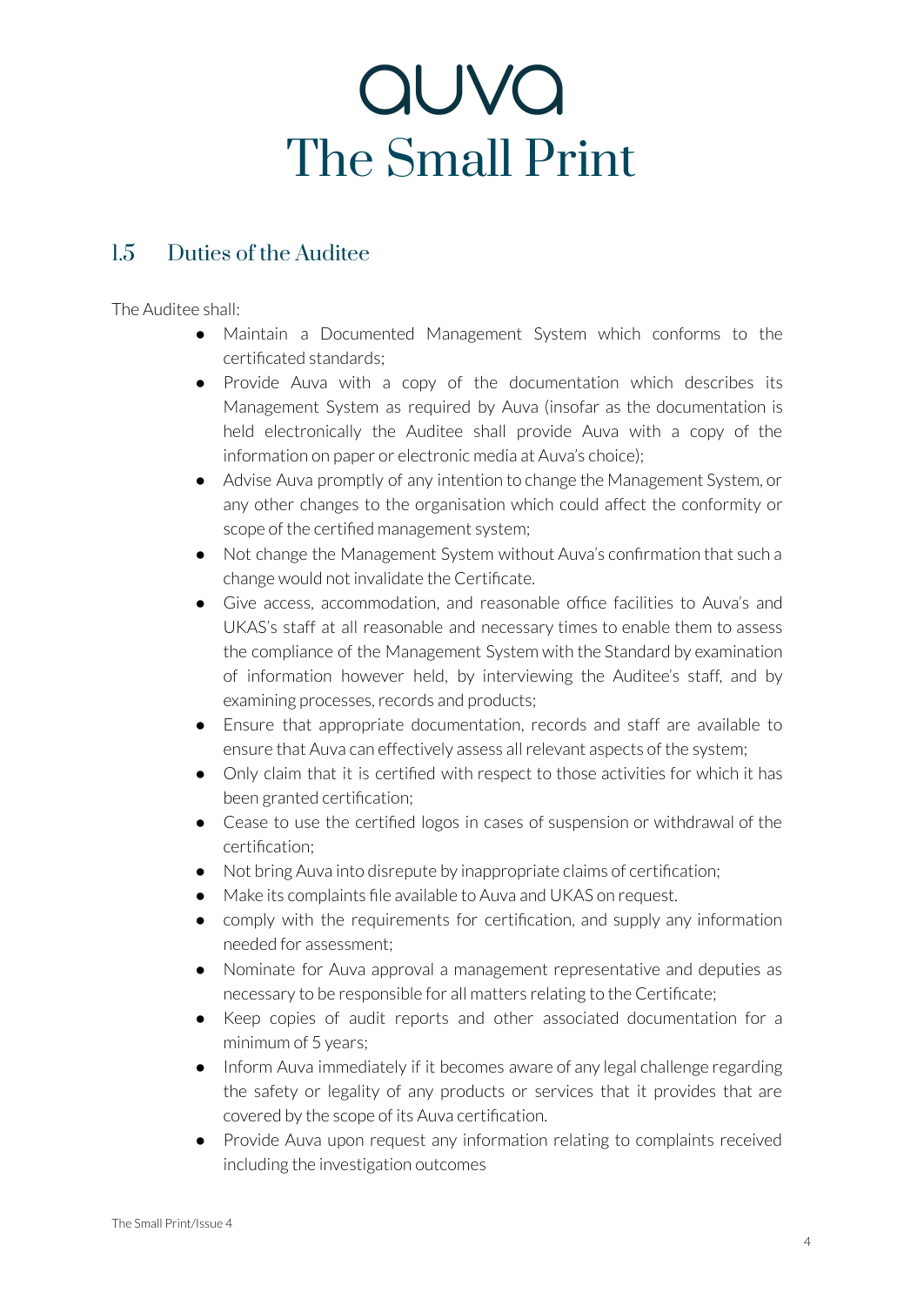## 1.5 Duties of the Auditee

The Auditee shall:

- Maintain a Documented Management System which conforms to the certificated standards;
- Provide Auva with a copy of the documentation which describes its Management System as required by Auva (insofar as the documentation is held electronically the Auditee shall provide Auva with a copy of the information on paper or electronic media at Auva's choice);
- Advise Auva promptly of any intention to change the Management System, or any other changes to the organisation which could affect the conformity or scope of the certified management system;
- Not change the Management System without Auva's confirmation that such a change would not invalidate the Certificate.
- Give access, accommodation, and reasonable office facilities to Auva's and UKAS's staff at all reasonable and necessary times to enable them to assess the compliance of the Management System with the Standard by examination of information however held, by interviewing the Auditee's staff, and by examining processes, records and products;
- Ensure that appropriate documentation, records and staff are available to ensure that Auva can effectively assess all relevant aspects of the system;
- Only claim that it is certified with respect to those activities for which it has been granted certification;
- Cease to use the certified logos in cases of suspension or withdrawal of the certification;
- Not bring Auva into disrepute by inappropriate claims of certification;
- Make its complaints file available to Auva and UKAS on request.
- comply with the requirements for certification, and supply any information needed for assessment;
- Nominate for Auva approval a management representative and deputies as necessary to be responsible for all matters relating to the Certificate;
- Keep copies of audit reports and other associated documentation for a minimum of 5 years;
- Inform Auva immediately if it becomes aware of any legal challenge regarding the safety or legality of any products or services that it provides that are covered by the scope of its Auva certification.
- Provide Auva upon request any information relating to complaints received including the investigation outcomes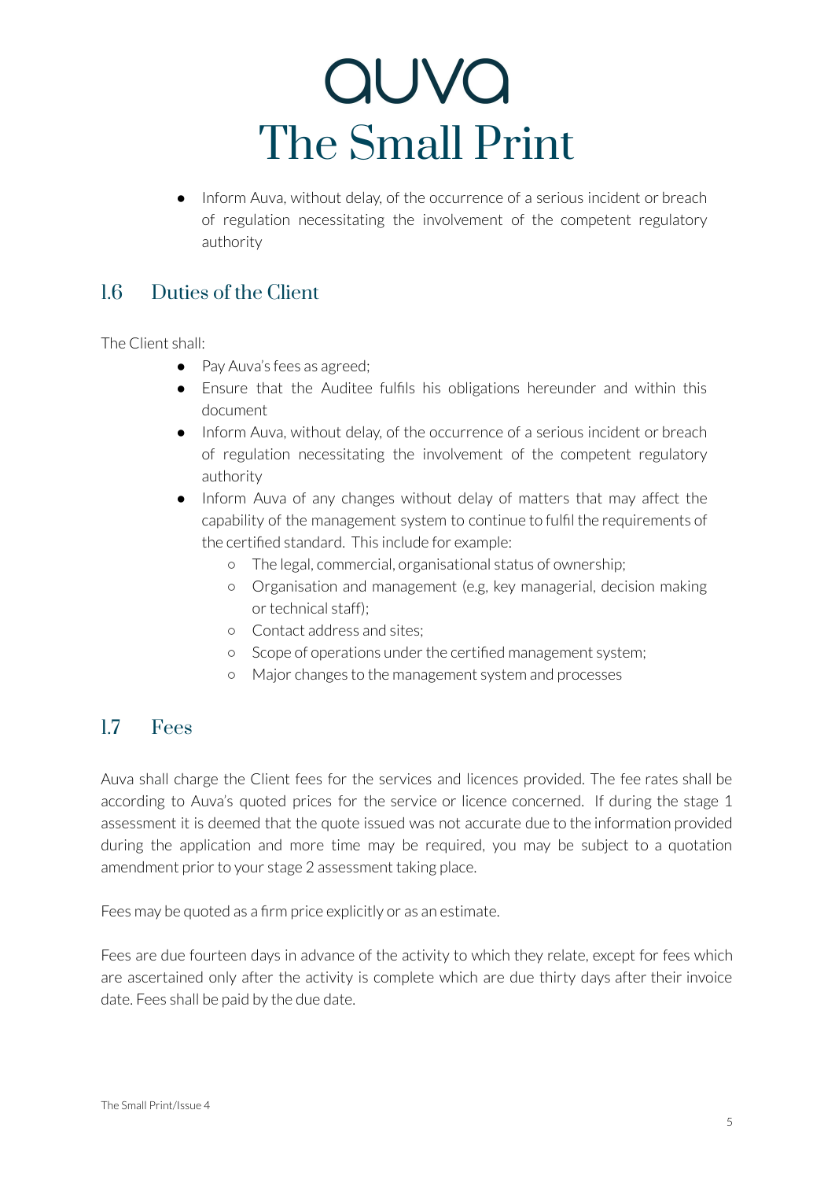- Inform Auva, without delay, of the occurrence of a serious incident or breach of regulation necessitating the involvement of the competent regulatory authority

## 1.6 Duties of the Client

The Client shall:

- Pay Auva's fees as agreed;
- Ensure that the Auditee fulfils his obligations hereunder and within this document
- Inform Auva, without delay, of the occurrence of a serious incident or breach of regulation necessitating the involvement of the competent regulatory authority
- Inform Auva of any changes without delay of matters that may affect the capability of the management system to continue to fulfil the requirements of the certified standard. This include for example:
  - The legal, commercial, organisational status of ownership;
  - Organisation and management (e.g, key managerial, decision making or technical staff);
  - Contact address and sites;
  - Scope of operations under the certified management system;
  - Major changes to the management system and processes

## 1.7 Fees

Auva shall charge the Client fees for the services and licences provided. The fee rates shall be according to Auva's quoted prices for the service or licence concerned. If during the stage 1 assessment it is deemed that the quote issued was not accurate due to the information provided during the application and more time may be required, you may be subject to a quotation amendment prior to your stage 2 assessment taking place.

Fees may be quoted as a firm price explicitly or as an estimate.

Fees are due fourteen days in advance of the activity to which they relate, except for fees which are ascertained only after the activity is complete which are due thirty days after their invoice date. Fees shall be paid by the due date.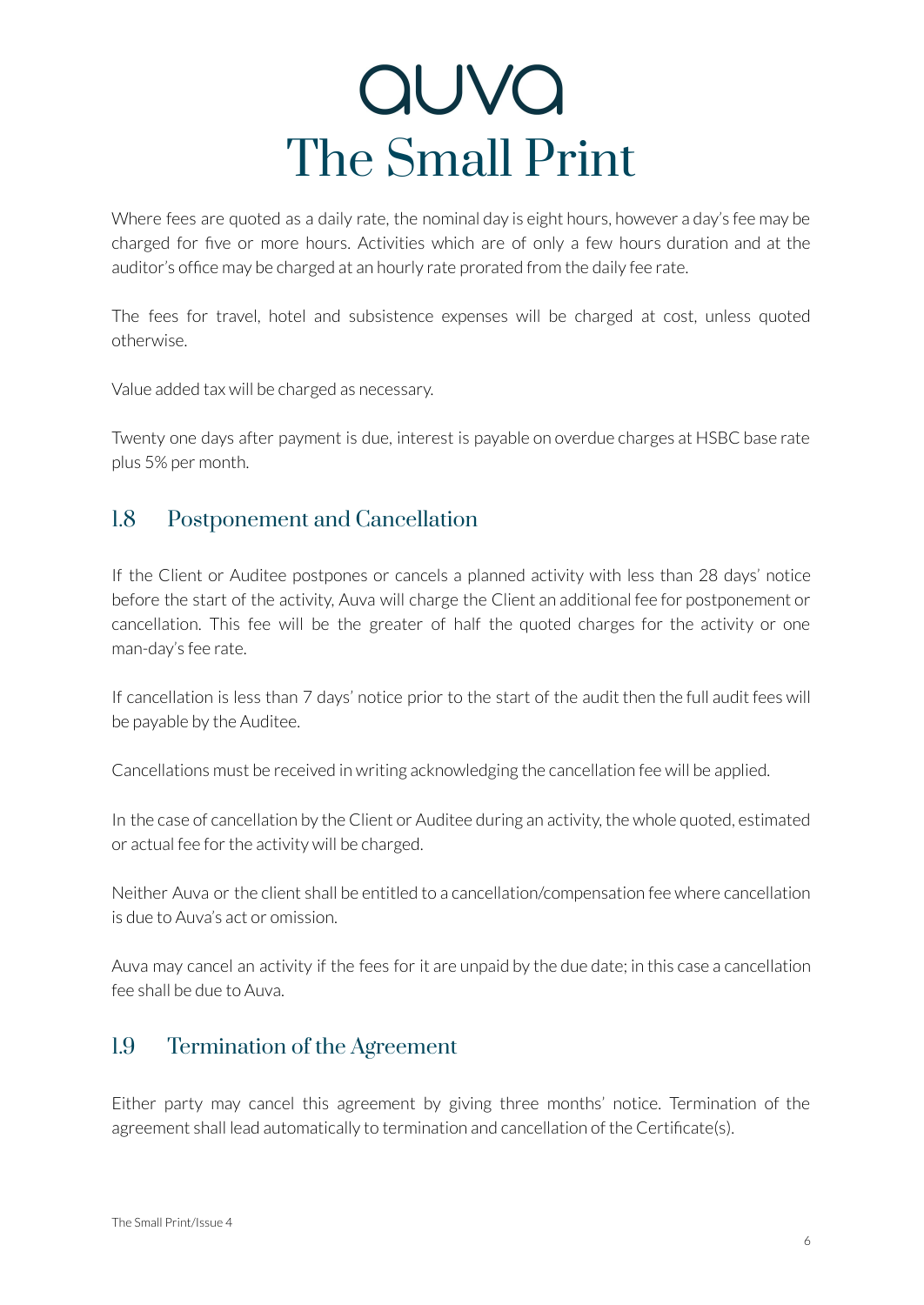# auva
# The Small Print

Where fees are quoted as a daily rate, the nominal day is eight hours, however a day's fee may be charged for five or more hours. Activities which are of only a few hours duration and at the auditor's office may be charged at an hourly rate prorated from the daily fee rate.

The fees for travel, hotel and subsistence expenses will be charged at cost, unless quoted otherwise.

Value added tax will be charged as necessary.

Twenty one days after payment is due, interest is payable on overdue charges at HSBC base rate plus 5% per month.

## 1.8 Postponement and Cancellation

If the Client or Auditee postpones or cancels a planned activity with less than 28 days' notice before the start of the activity, Auva will charge the Client an additional fee for postponement or cancellation. This fee will be the greater of half the quoted charges for the activity or one man-day's fee rate.

If cancellation is less than 7 days' notice prior to the start of the audit then the full audit fees will be payable by the Auditee.

Cancellations must be received in writing acknowledging the cancellation fee will be applied.

In the case of cancellation by the Client or Auditee during an activity, the whole quoted, estimated or actual fee for the activity will be charged.

Neither Auva or the client shall be entitled to a cancellation/compensation fee where cancellation is due to Auva's act or omission.

Auva may cancel an activity if the fees for it are unpaid by the due date; in this case a cancellation fee shall be due to Auva.

## 1.9 Termination of the Agreement

Either party may cancel this agreement by giving three months' notice. Termination of the agreement shall lead automatically to termination and cancellation of the Certificate(s).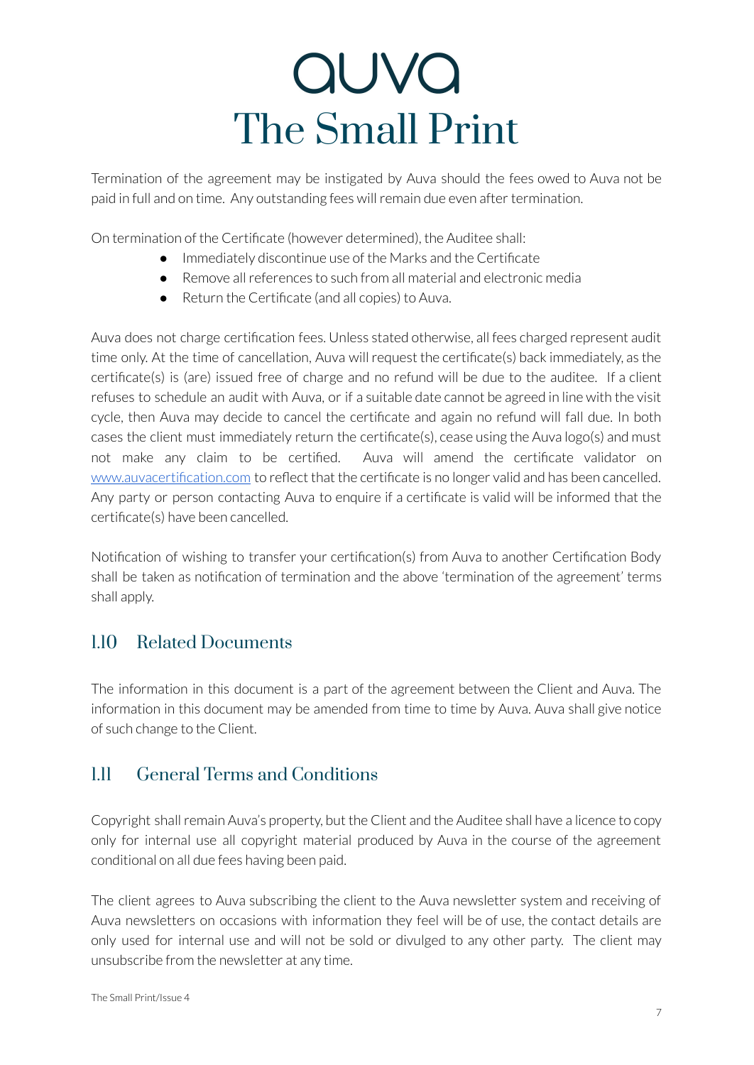Termination of the agreement may be instigated by Auva should the fees owed to Auva not be paid in full and on time. Any outstanding fees will remain due even after termination.

On termination of the Certificate (however determined), the Auditee shall:

- Immediately discontinue use of the Marks and the Certificate
- Remove all references to such from all material and electronic media
- Return the Certificate (and all copies) to Auva.

Auva does not charge certification fees. Unless stated otherwise, all fees charged represent audit time only. At the time of cancellation, Auva will request the certificate(s) back immediately, as the certificate(s) is (are) issued free of charge and no refund will be due to the auditee. If a client refuses to schedule an audit with Auva, or if a suitable date cannot be agreed in line with the visit cycle, then Auva may decide to cancel the certificate and again no refund will fall due. In both cases the client must immediately return the certificate(s), cease using the Auva logo(s) and must not make any claim to be certified. Auva will amend the certificate validator on [www.auvacertification.com](http://www.auvacertification.com) to reflect that the certificate is no longer valid and has been cancelled. Any party or person contacting Auva to enquire if a certificate is valid will be informed that the certificate(s) have been cancelled.

Notification of wishing to transfer your certification(s) from Auva to another Certification Body shall be taken as notification of termination and the above 'termination of the agreement' terms shall apply.

## 1.10 Related Documents

The information in this document is a part of the agreement between the Client and Auva. The information in this document may be amended from time to time by Auva. Auva shall give notice of such change to the Client.

## 1.11 General Terms and Conditions

Copyright shall remain Auva's property, but the Client and the Auditee shall have a licence to copy only for internal use all copyright material produced by Auva in the course of the agreement conditional on all due fees having been paid.

The client agrees to Auva subscribing the client to the Auva newsletter system and receiving of Auva newsletters on occasions with information they feel will be of use, the contact details are only used for internal use and will not be sold or divulged to any other party. The client may unsubscribe from the newsletter at any time.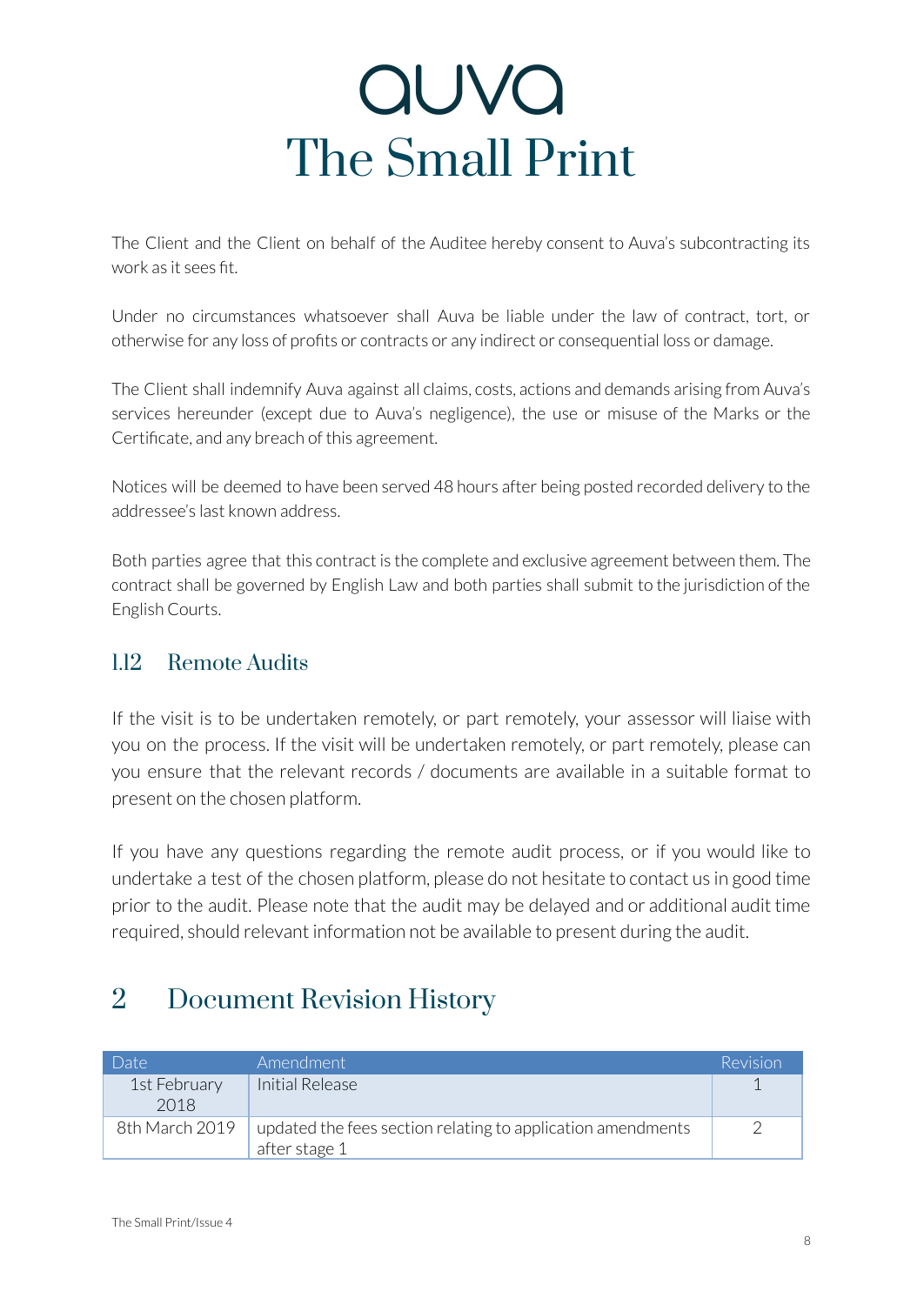# auva
# The Small Print

The Client and the Client on behalf of the Auditee hereby consent to Auva's subcontracting its work as it sees fit.

Under no circumstances whatsoever shall Auva be liable under the law of contract, tort, or otherwise for any loss of profits or contracts or any indirect or consequential loss or damage.

The Client shall indemnify Auva against all claims, costs, actions and demands arising from Auva's services hereunder (except due to Auva's negligence), the use or misuse of the Marks or the Certificate, and any breach of this agreement.

Notices will be deemed to have been served 48 hours after being posted recorded delivery to the addressee's last known address.

Both parties agree that this contract is the complete and exclusive agreement between them. The contract shall be governed by English Law and both parties shall submit to the jurisdiction of the English Courts.

### 1.12 Remote Audits

If the visit is to be undertaken remotely, or part remotely, your assessor will liaise with you on the process. If the visit will be undertaken remotely, or part remotely, please can you ensure that the relevant records / documents are available in a suitable format to present on the chosen platform.

If you have any questions regarding the remote audit process, or if you would like to undertake a test of the chosen platform, please do not hesitate to contact us in good time prior to the audit. Please note that the audit may be delayed and or additional audit time required, should relevant information not be available to present during the audit.

## 2 Document Revision History

| Date | Amendment | Revision |
|---|---|---|
| 1st February 2018 | Initial Release | 1 |
| 8th March 2019 | updated the fees section relating to application amendments after stage 1 | 2 |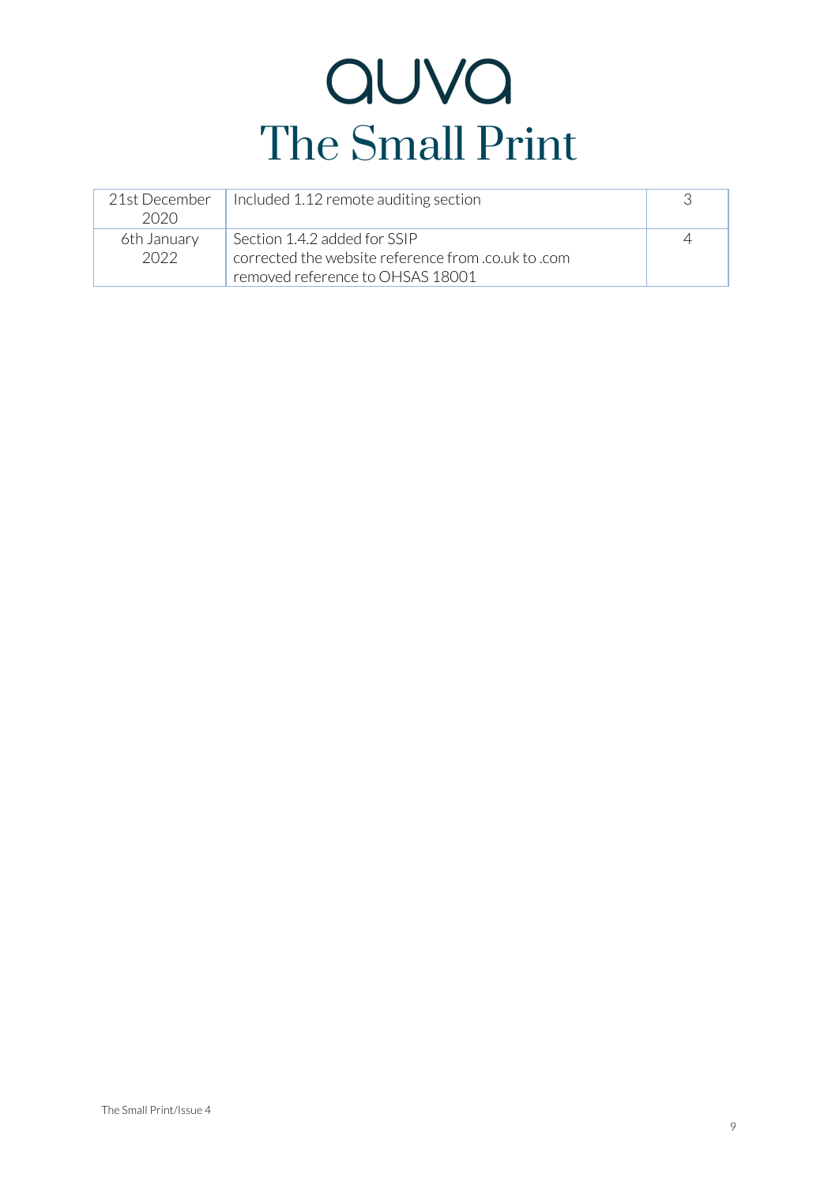# auva
# The Small Print

| | | |
|---|---|---|
| 21st December 2020 | Included 1.12 remote auditing section | 3 |
| 6th January 2022 | Section 1.4.2 added for SSIP<br>corrected the website reference from .co.uk to .com<br>removed reference to OHSAS 18001 | 4 |